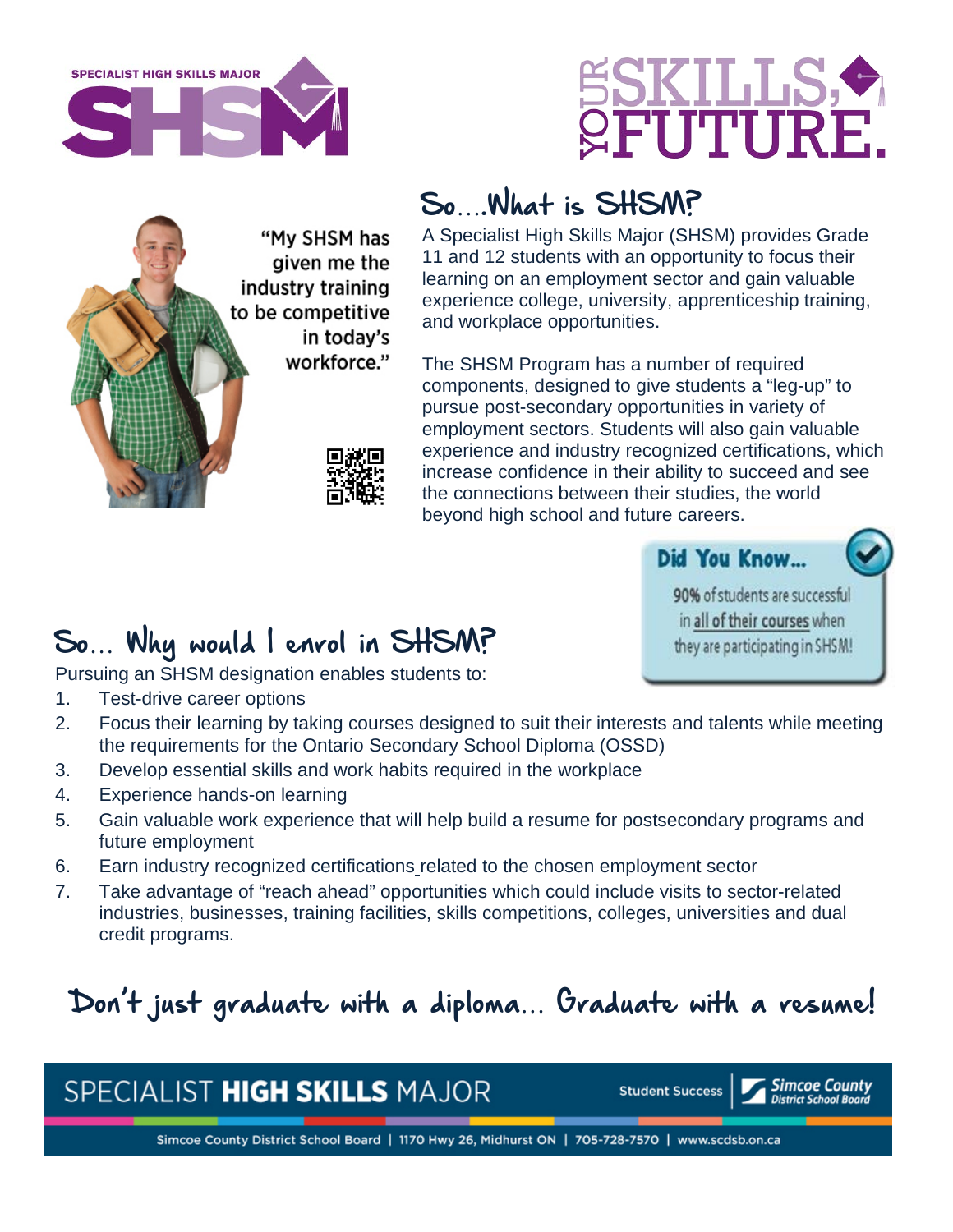SPECIALIST HIGH SKILLS MAJOR

# SHSM

YOUR SKILLS, YOUR FUTURE.

"My SHSM has given me the industry training to be competitive in today's workforce."

## So....What is SHSM?

A Specialist High Skills Major (SHSM) provides Grade 11 and 12 students with an opportunity to focus their learning on an employment sector and gain valuable experience college, university, apprenticeship training, and workplace opportunities.

The SHSM Program has a number of required components, designed to give students a "leg-up" to pursue post-secondary opportunities in variety of employment sectors. Students will also gain valuable experience and industry recognized certifications, which increase confidence in their ability to succeed and see the connections between their studies, the world beyond high school and future careers.

**Did You Know...**

**90%** of students are successful in <u>**all of their courses**</u> when they are participating in SHSM!

## So... Why would I enrol in SHSM?

Pursuing an SHSM designation enables students to:

1. Test-drive career options
2. Focus their learning by taking courses designed to suit their interests and talents while meeting the requirements for the Ontario Secondary School Diploma (OSSD)
3. Develop essential skills and work habits required in the workplace
4. Experience hands-on learning
5. Gain valuable work experience that will help build a resume for postsecondary programs and future employment
6. Earn industry recognized certifications related to the chosen employment sector
7. Take advantage of "reach ahead" opportunities which could include visits to sector-related industries, businesses, training facilities, skills competitions, colleges, universities and dual credit programs.

## Don't just graduate with a diploma... Graduate with a resume!

SPECIALIST **HIGH SKILLS** MAJOR | Student Success | Simcoe County District School Board

Simcoe County District School Board | 1170 Hwy 26, Midhurst ON | 705-728-7570 | www.scdsb.on.ca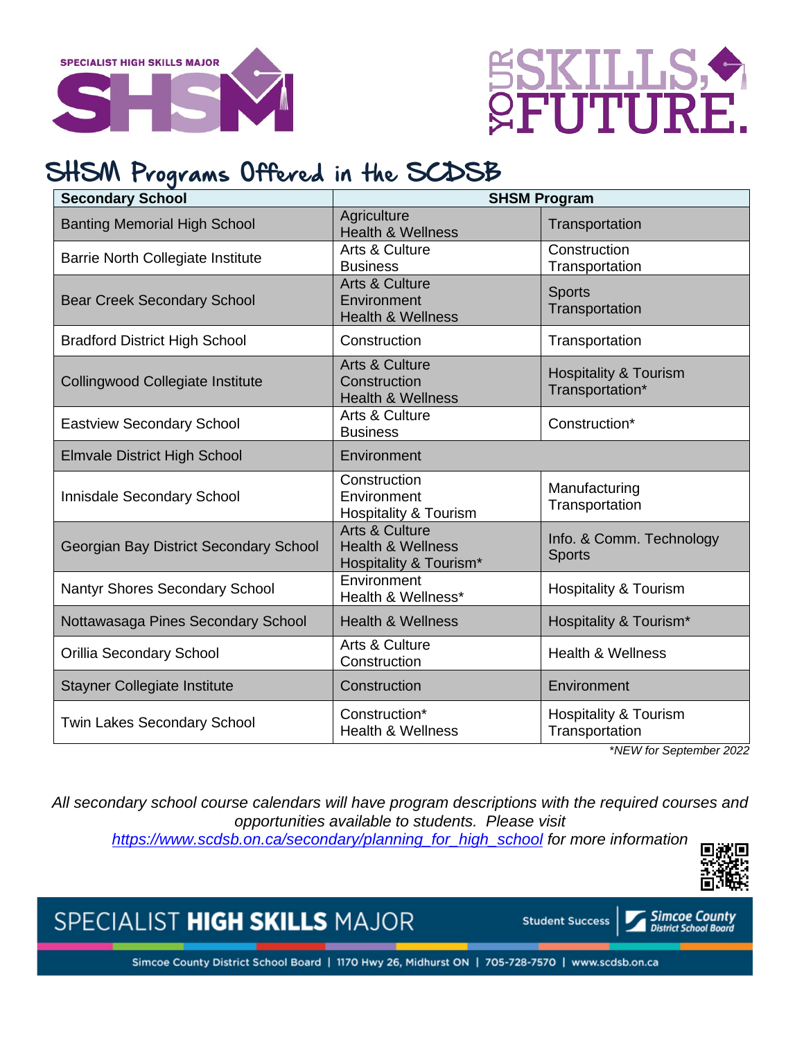# SHSM Programs Offered in the SCDSB

| Secondary School | SHSM Program | |
|---|---|---|
| Banting Memorial High School | Agriculture<br>Health & Wellness | Transportation |
| Barrie North Collegiate Institute | Arts & Culture<br>Business | Construction<br>Transportation |
| Bear Creek Secondary School | Arts & Culture<br>Environment<br>Health & Wellness | Sports<br>Transportation |
| Bradford District High School | Construction | Transportation |
| Collingwood Collegiate Institute | Arts & Culture<br>Construction<br>Health & Wellness | Hospitality & Tourism<br>Transportation* |
| Eastview Secondary School | Arts & Culture<br>Business | Construction* |
| Elmvale District High School | Environment | |
| Innisdale Secondary School | Construction<br>Environment<br>Hospitality & Tourism | Manufacturing<br>Transportation |
| Georgian Bay District Secondary School | Arts & Culture<br>Health & Wellness<br>Hospitality & Tourism* | Info. & Comm. Technology<br>Sports |
| Nantyr Shores Secondary School | Environment<br>Health & Wellness* | Hospitality & Tourism |
| Nottawasaga Pines Secondary School | Health & Wellness | Hospitality & Tourism* |
| Orillia Secondary School | Arts & Culture<br>Construction | Health & Wellness |
| Stayner Collegiate Institute | Construction | Environment |
| Twin Lakes Secondary School | Construction*<br>Health & Wellness | Hospitality & Tourism<br>Transportation |

*\*NEW for September 2022*

*All secondary school course calendars will have program descriptions with the required courses and opportunities available to students. Please visit [https://www.scdsb.on.ca/secondary/planning_for_high_school](https://www.scdsb.on.ca/secondary/planning_for_high_school) for more information*

SPECIALIST **HIGH SKILLS** MAJOR

Student Success | Simcoe County District School Board

Simcoe County District School Board | 1170 Hwy 26, Midhurst ON | 705-728-7570 | www.scdsb.on.ca